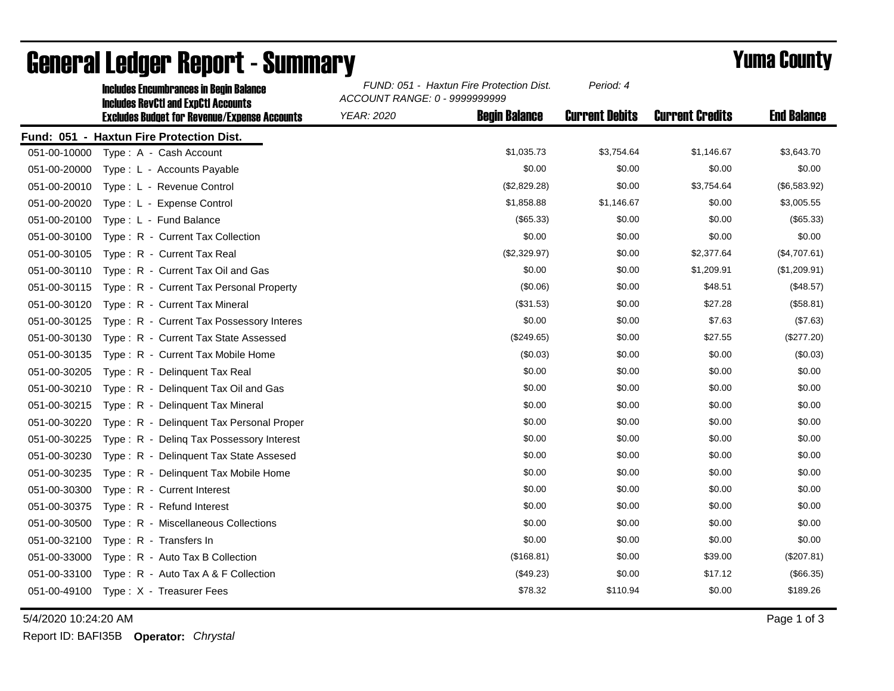# General Ledger Report - Summary

## Yuma County

**Includes Encumbrances in Begin Balance**
**Includes RevCtl and ExpCtl Accounts**
**Excludes Budget for Revenue/Expense Accounts**

*FUND: 051 - Haxtun Fire Protection Dist.* *Period: 4*
*ACCOUNT RANGE: 0 - 9999999999*
*YEAR: 2020*

**Fund: 051 - Haxtun Fire Protection Dist.**

| Account | Description | Begin Balance | Current Debits | Current Credits | End Balance |
|---|---|---|---|---|---|
| 051-00-10000 | Type : A - Cash Account | $1,035.73 | $3,754.64 | $1,146.67 | $3,643.70 |
| 051-00-20000 | Type : L - Accounts Payable | $0.00 | $0.00 | $0.00 | $0.00 |
| 051-00-20010 | Type : L - Revenue Control | ($2,829.28) | $0.00 | $3,754.64 | ($6,583.92) |
| 051-00-20020 | Type : L - Expense Control | $1,858.88 | $1,146.67 | $0.00 | $3,005.55 |
| 051-00-20100 | Type : L - Fund Balance | ($65.33) | $0.00 | $0.00 | ($65.33) |
| 051-00-30100 | Type : R - Current Tax Collection | $0.00 | $0.00 | $0.00 | $0.00 |
| 051-00-30105 | Type : R - Current Tax Real | ($2,329.97) | $0.00 | $2,377.64 | ($4,707.61) |
| 051-00-30110 | Type : R - Current Tax Oil and Gas | $0.00 | $0.00 | $1,209.91 | ($1,209.91) |
| 051-00-30115 | Type : R - Current Tax Personal Property | ($0.06) | $0.00 | $48.51 | ($48.57) |
| 051-00-30120 | Type : R - Current Tax Mineral | ($31.53) | $0.00 | $27.28 | ($58.81) |
| 051-00-30125 | Type : R - Current Tax Possessory Interes | $0.00 | $0.00 | $7.63 | ($7.63) |
| 051-00-30130 | Type : R - Current Tax State Assessed | ($249.65) | $0.00 | $27.55 | ($277.20) |
| 051-00-30135 | Type : R - Current Tax Mobile Home | ($0.03) | $0.00 | $0.00 | ($0.03) |
| 051-00-30205 | Type : R - Delinquent Tax Real | $0.00 | $0.00 | $0.00 | $0.00 |
| 051-00-30210 | Type : R - Delinquent Tax Oil and Gas | $0.00 | $0.00 | $0.00 | $0.00 |
| 051-00-30215 | Type : R - Delinquent Tax Mineral | $0.00 | $0.00 | $0.00 | $0.00 |
| 051-00-30220 | Type : R - Delinquent Tax Personal Proper | $0.00 | $0.00 | $0.00 | $0.00 |
| 051-00-30225 | Type : R - Delinq Tax Possessory Interest | $0.00 | $0.00 | $0.00 | $0.00 |
| 051-00-30230 | Type : R - Delinquent Tax State Assesed | $0.00 | $0.00 | $0.00 | $0.00 |
| 051-00-30235 | Type : R - Delinquent Tax Mobile Home | $0.00 | $0.00 | $0.00 | $0.00 |
| 051-00-30300 | Type : R - Current Interest | $0.00 | $0.00 | $0.00 | $0.00 |
| 051-00-30375 | Type : R - Refund Interest | $0.00 | $0.00 | $0.00 | $0.00 |
| 051-00-30500 | Type : R - Miscellaneous Collections | $0.00 | $0.00 | $0.00 | $0.00 |
| 051-00-32100 | Type : R - Transfers In | $0.00 | $0.00 | $0.00 | $0.00 |
| 051-00-33000 | Type : R - Auto Tax B Collection | ($168.81) | $0.00 | $39.00 | ($207.81) |
| 051-00-33100 | Type : R - Auto Tax A & F Collection | ($49.23) | $0.00 | $17.12 | ($66.35) |
| 051-00-49100 | Type : X - Treasurer Fees | $78.32 | $110.94 | $0.00 | $189.26 |

5/4/2020 10:24:20 AM

Report ID: BAFI35B **Operator:** *Chrystal*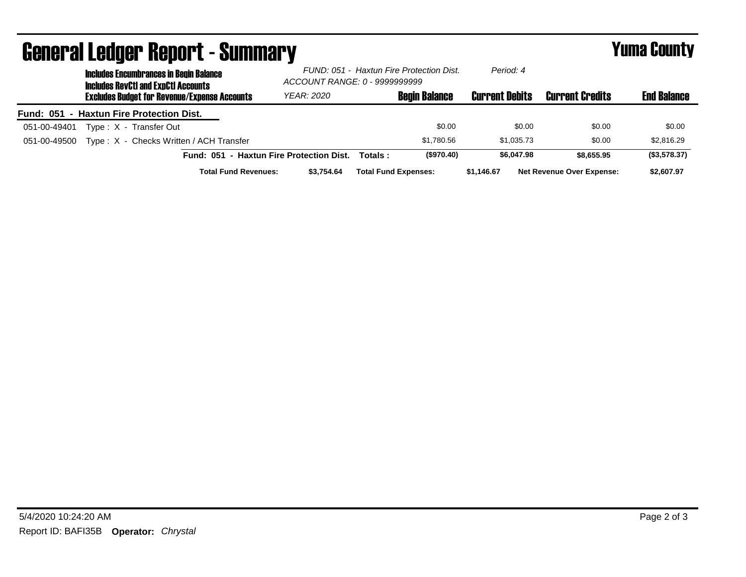# General Ledger Report - Summary

## Yuma County

**Includes Encumbrances in Begin Balance**
**Includes RevCtl and ExpCtl Accounts**
**Excludes Budget for Revenue/Expense Accounts**

*FUND: 051 - Haxtun Fire Protection Dist.*
*ACCOUNT RANGE: 0 - 9999999999*
*YEAR: 2020*
*Period: 4*

| | | Begin Balance | Current Debits | Current Credits | End Balance |
|---|---|---|---|---|---|
| **Fund: 051 - Haxtun Fire Protection Dist.** | | | | | |
| 051-00-49401 | Type : X - Transfer Out | $0.00 | $0.00 | $0.00 | $0.00 |
| 051-00-49500 | Type : X - Checks Written / ACH Transfer | $1,780.56 | $1,035.73 | $0.00 | $2,816.29 |
| | **Fund: 051 - Haxtun Fire Protection Dist. Totals :** | **($970.40)** | **$6,047.98** | **$8,655.95** | **($3,578.37)** |

**Total Fund Revenues:** $3,754.64 **Total Fund Expenses:** $1,146.67 **Net Revenue Over Expense:** $2,607.97

5/4/2020 10:24:20 AM
Report ID: BAFI35B **Operator:** *Chrystal*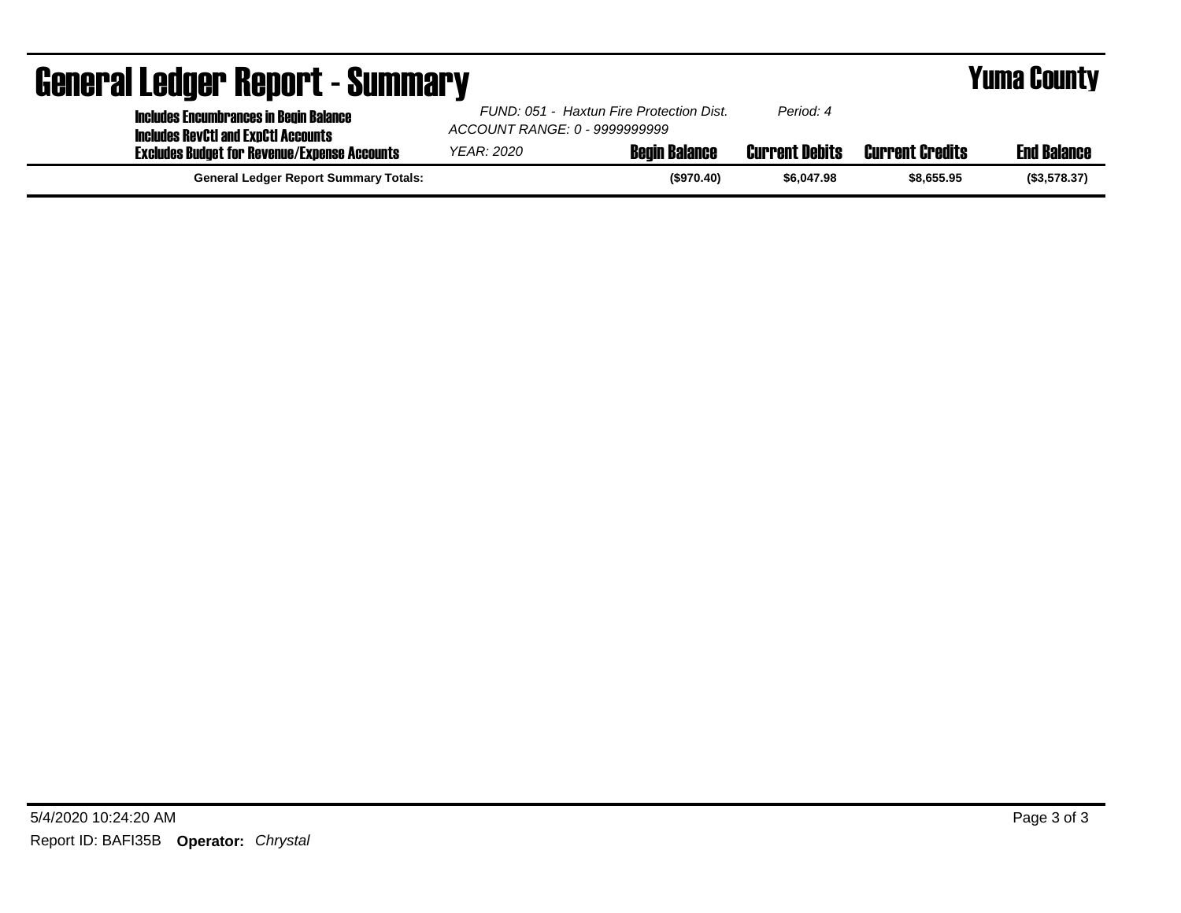# General Ledger Report - Summary

## Yuma County

**Includes Encumbrances in Begin Balance**
**Includes RevCtl and ExpCtl Accounts**
**Excludes Budget for Revenue/Expense Accounts**

*FUND: 051 - Haxtun Fire Protection Dist.*
*ACCOUNT RANGE: 0 - 9999999999*
*YEAR: 2020*
*Period: 4*

| | Begin Balance | Current Debits | Current Credits | End Balance |
|---|---|---|---|---|
| **General Ledger Report Summary Totals:** | **($970.40)** | **$6,047.98** | **$8,655.95** | **($3,578.37)** |

5/4/2020 10:24:20 AM

Report ID: BAFI35B **Operator:** *Chrystal*